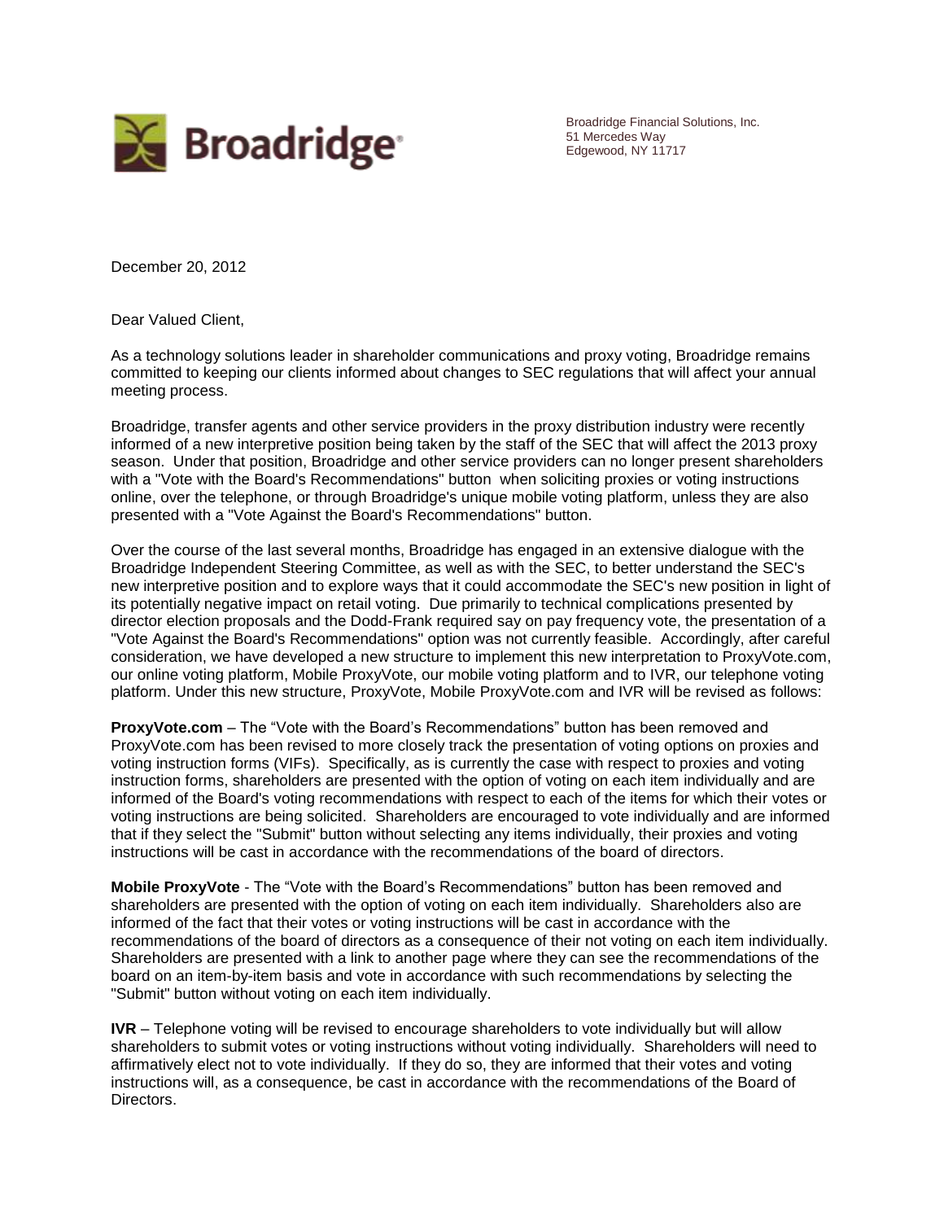Broadridge Financial Solutions, Inc.
51 Mercedes Way
Edgewood, NY 11717

December 20, 2012

Dear Valued Client,

As a technology solutions leader in shareholder communications and proxy voting, Broadridge remains committed to keeping our clients informed about changes to SEC regulations that will affect your annual meeting process.

Broadridge, transfer agents and other service providers in the proxy distribution industry were recently informed of a new interpretive position being taken by the staff of the SEC that will affect the 2013 proxy season. Under that position, Broadridge and other service providers can no longer present shareholders with a "Vote with the Board's Recommendations" button when soliciting proxies or voting instructions online, over the telephone, or through Broadridge's unique mobile voting platform, unless they are also presented with a "Vote Against the Board's Recommendations" button.

Over the course of the last several months, Broadridge has engaged in an extensive dialogue with the Broadridge Independent Steering Committee, as well as with the SEC, to better understand the SEC's new interpretive position and to explore ways that it could accommodate the SEC's new position in light of its potentially negative impact on retail voting. Due primarily to technical complications presented by director election proposals and the Dodd-Frank required say on pay frequency vote, the presentation of a "Vote Against the Board's Recommendations" option was not currently feasible. Accordingly, after careful consideration, we have developed a new structure to implement this new interpretation to ProxyVote.com, our online voting platform, Mobile ProxyVote, our mobile voting platform and to IVR, our telephone voting platform. Under this new structure, ProxyVote, Mobile ProxyVote.com and IVR will be revised as follows:

**ProxyVote.com** – The "Vote with the Board's Recommendations" button has been removed and ProxyVote.com has been revised to more closely track the presentation of voting options on proxies and voting instruction forms (VIFs). Specifically, as is currently the case with respect to proxies and voting instruction forms, shareholders are presented with the option of voting on each item individually and are informed of the Board's voting recommendations with respect to each of the items for which their votes or voting instructions are being solicited. Shareholders are encouraged to vote individually and are informed that if they select the "Submit" button without selecting any items individually, their proxies and voting instructions will be cast in accordance with the recommendations of the board of directors.

**Mobile ProxyVote** - The "Vote with the Board's Recommendations" button has been removed and shareholders are presented with the option of voting on each item individually. Shareholders also are informed of the fact that their votes or voting instructions will be cast in accordance with the recommendations of the board of directors as a consequence of their not voting on each item individually. Shareholders are presented with a link to another page where they can see the recommendations of the board on an item-by-item basis and vote in accordance with such recommendations by selecting the "Submit" button without voting on each item individually.

**IVR** – Telephone voting will be revised to encourage shareholders to vote individually but will allow shareholders to submit votes or voting instructions without voting individually. Shareholders will need to affirmatively elect not to vote individually. If they do so, they are informed that their votes and voting instructions will, as a consequence, be cast in accordance with the recommendations of the Board of Directors.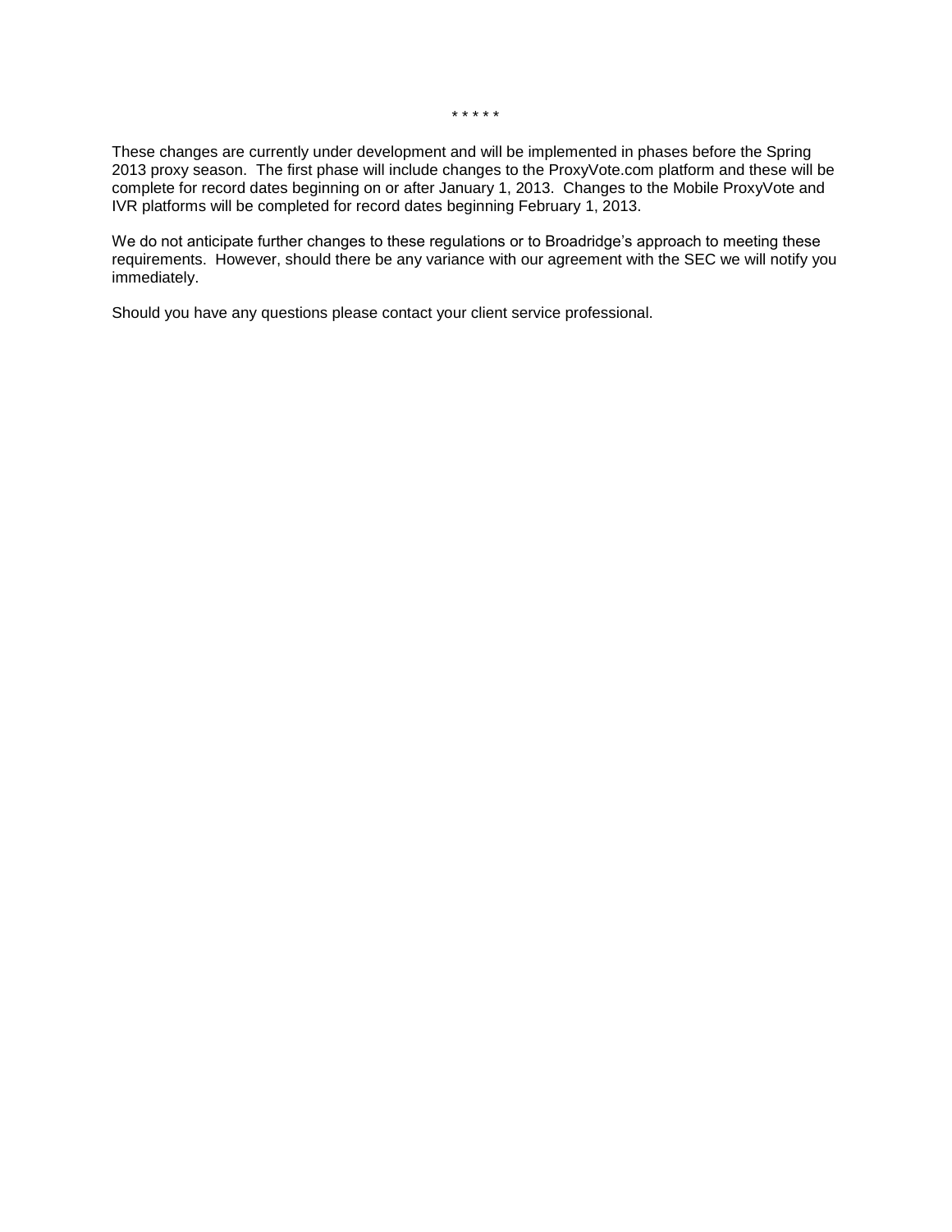\* \* \* \* \*

These changes are currently under development and will be implemented in phases before the Spring 2013 proxy season. The first phase will include changes to the ProxyVote.com platform and these will be complete for record dates beginning on or after January 1, 2013. Changes to the Mobile ProxyVote and IVR platforms will be completed for record dates beginning February 1, 2013.

We do not anticipate further changes to these regulations or to Broadridge's approach to meeting these requirements. However, should there be any variance with our agreement with the SEC we will notify you immediately.

Should you have any questions please contact your client service professional.